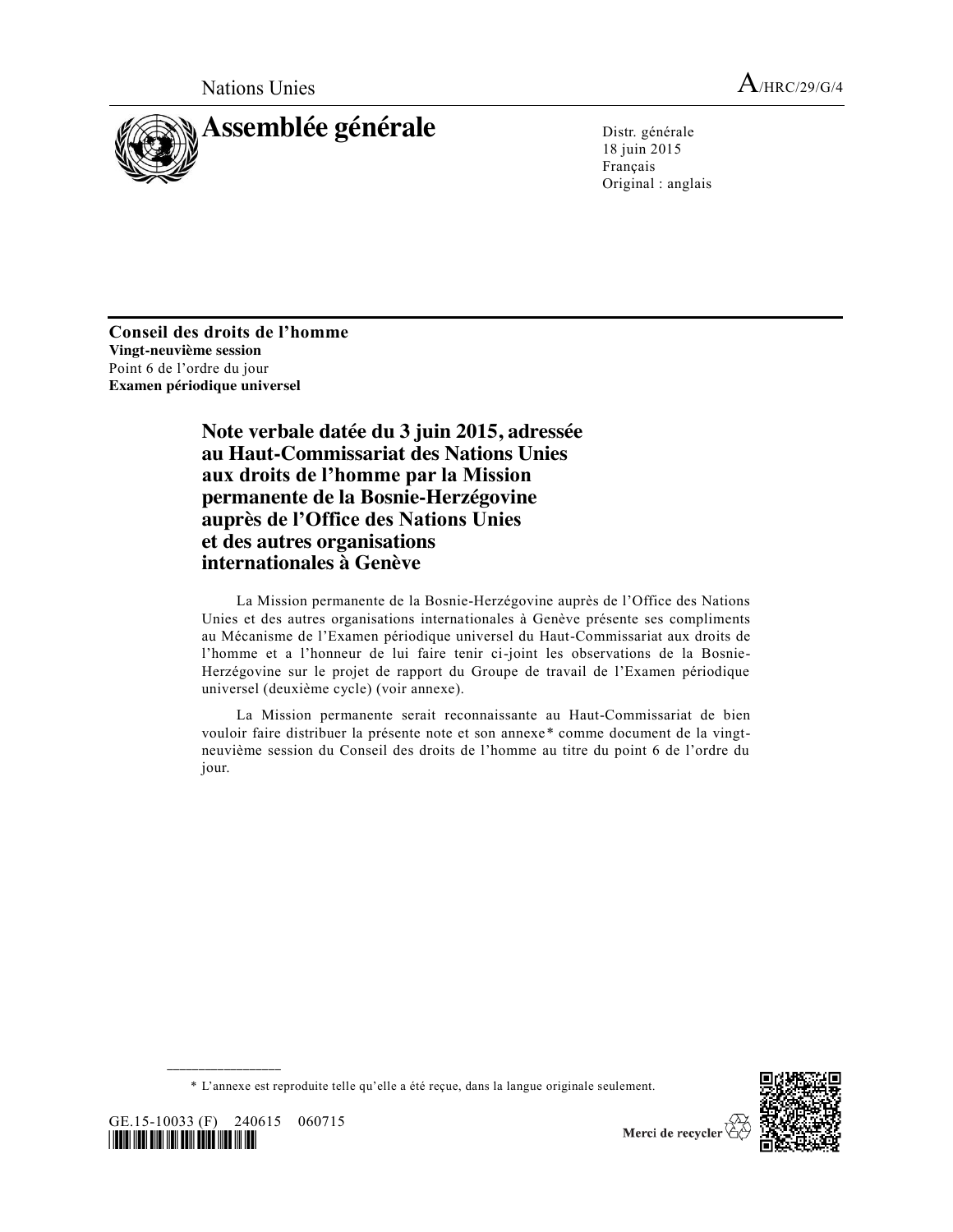Nations Unies A/HRC/29/G/4

# Assemblée générale

Distr. générale
18 juin 2015
Français
Original : anglais

**Conseil des droits de l'homme**
**Vingt-neuvième session**
Point 6 de l'ordre du jour
**Examen périodique universel**

## Note verbale datée du 3 juin 2015, adressée au Haut-Commissariat des Nations Unies aux droits de l'homme par la Mission permanente de la Bosnie-Herzégovine auprès de l'Office des Nations Unies et des autres organisations internationales à Genève

La Mission permanente de la Bosnie-Herzégovine auprès de l'Office des Nations Unies et des autres organisations internationales à Genève présente ses compliments au Mécanisme de l'Examen périodique universel du Haut-Commissariat aux droits de l'homme et a l'honneur de lui faire tenir ci-joint les observations de la Bosnie-Herzégovine sur le projet de rapport du Groupe de travail de l'Examen périodique universel (deuxième cycle) (voir annexe).

La Mission permanente serait reconnaissante au Haut-Commissariat de bien vouloir faire distribuer la présente note et son annexe* comme document de la vingt-neuvième session du Conseil des droits de l'homme au titre du point 6 de l'ordre du jour.

* L'annexe est reproduite telle qu'elle a été reçue, dans la langue originale seulement.

GE.15-10033 (F) 240615 060715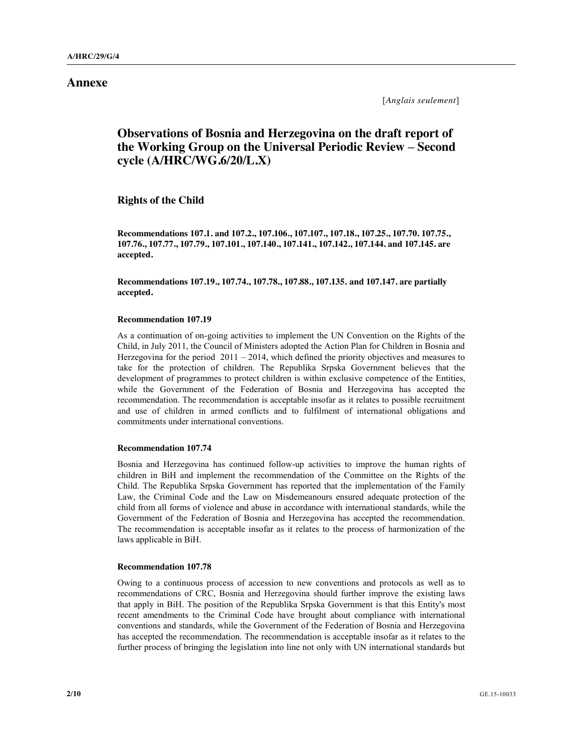# Annexe

[*Anglais seulement*]

## Observations of Bosnia and Herzegovina on the draft report of the Working Group on the Universal Periodic Review – Second cycle (A/HRC/WG.6/20/L.X)

### Rights of the Child

**Recommendations 107.1. and 107.2., 107.106., 107.107., 107.18., 107.25., 107.70. 107.75., 107.76., 107.77., 107.79., 107.101., 107.140., 107.141., 107.142., 107.144. and 107.145. are accepted.**

**Recommendations 107.19., 107.74., 107.78., 107.88., 107.135. and 107.147. are partially accepted.**

#### Recommendation 107.19

As a continuation of on-going activities to implement the UN Convention on the Rights of the Child, in July 2011, the Council of Ministers adopted the Action Plan for Children in Bosnia and Herzegovina for the period 2011 – 2014, which defined the priority objectives and measures to take for the protection of children. The Republika Srpska Government believes that the development of programmes to protect children is within exclusive competence of the Entities, while the Government of the Federation of Bosnia and Herzegovina has accepted the recommendation. The recommendation is acceptable insofar as it relates to possible recruitment and use of children in armed conflicts and to fulfilment of international obligations and commitments under international conventions.

#### Recommendation 107.74

Bosnia and Herzegovina has continued follow-up activities to improve the human rights of children in BiH and implement the recommendation of the Committee on the Rights of the Child. The Republika Srpska Government has reported that the implementation of the Family Law, the Criminal Code and the Law on Misdemeanours ensured adequate protection of the child from all forms of violence and abuse in accordance with international standards, while the Government of the Federation of Bosnia and Herzegovina has accepted the recommendation. The recommendation is acceptable insofar as it relates to the process of harmonization of the laws applicable in BiH.

#### Recommendation 107.78

Owing to a continuous process of accession to new conventions and protocols as well as to recommendations of CRC, Bosnia and Herzegovina should further improve the existing laws that apply in BiH. The position of the Republika Srpska Government is that this Entity's most recent amendments to the Criminal Code have brought about compliance with international conventions and standards, while the Government of the Federation of Bosnia and Herzegovina has accepted the recommendation. The recommendation is acceptable insofar as it relates to the further process of bringing the legislation into line not only with UN international standards but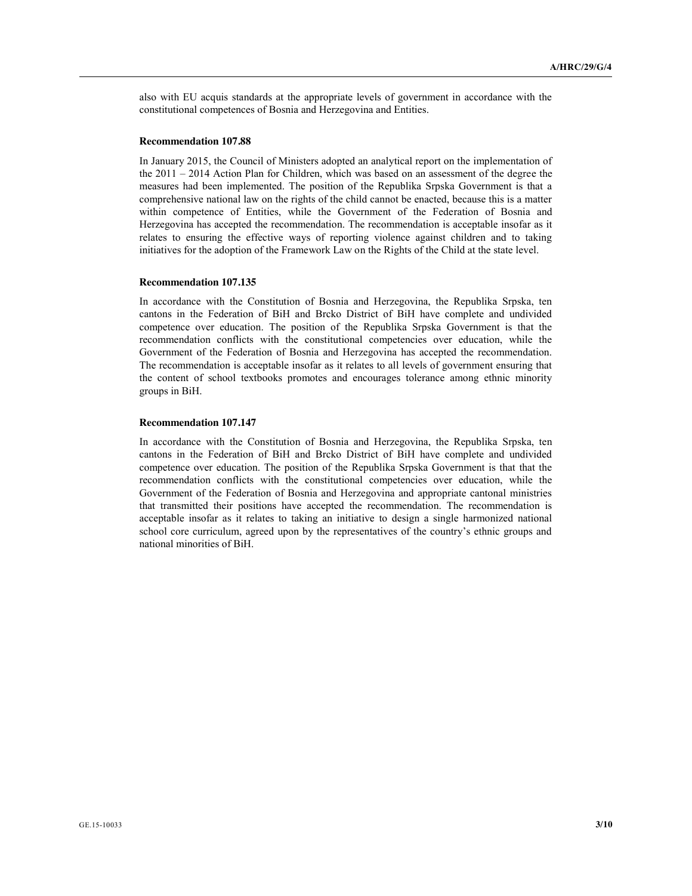also with EU acquis standards at the appropriate levels of government in accordance with the constitutional competences of Bosnia and Herzegovina and Entities.

**Recommendation 107.88**

In January 2015, the Council of Ministers adopted an analytical report on the implementation of the 2011 – 2014 Action Plan for Children, which was based on an assessment of the degree the measures had been implemented. The position of the Republika Srpska Government is that a comprehensive national law on the rights of the child cannot be enacted, because this is a matter within competence of Entities, while the Government of the Federation of Bosnia and Herzegovina has accepted the recommendation. The recommendation is acceptable insofar as it relates to ensuring the effective ways of reporting violence against children and to taking initiatives for the adoption of the Framework Law on the Rights of the Child at the state level.

**Recommendation 107.135**

In accordance with the Constitution of Bosnia and Herzegovina, the Republika Srpska, ten cantons in the Federation of BiH and Brcko District of BiH have complete and undivided competence over education. The position of the Republika Srpska Government is that the recommendation conflicts with the constitutional competencies over education, while the Government of the Federation of Bosnia and Herzegovina has accepted the recommendation. The recommendation is acceptable insofar as it relates to all levels of government ensuring that the content of school textbooks promotes and encourages tolerance among ethnic minority groups in BiH.

**Recommendation 107.147**

In accordance with the Constitution of Bosnia and Herzegovina, the Republika Srpska, ten cantons in the Federation of BiH and Brcko District of BiH have complete and undivided competence over education. The position of the Republika Srpska Government is that that the recommendation conflicts with the constitutional competencies over education, while the Government of the Federation of Bosnia and Herzegovina and appropriate cantonal ministries that transmitted their positions have accepted the recommendation. The recommendation is acceptable insofar as it relates to taking an initiative to design a single harmonized national school core curriculum, agreed upon by the representatives of the country's ethnic groups and national minorities of BiH.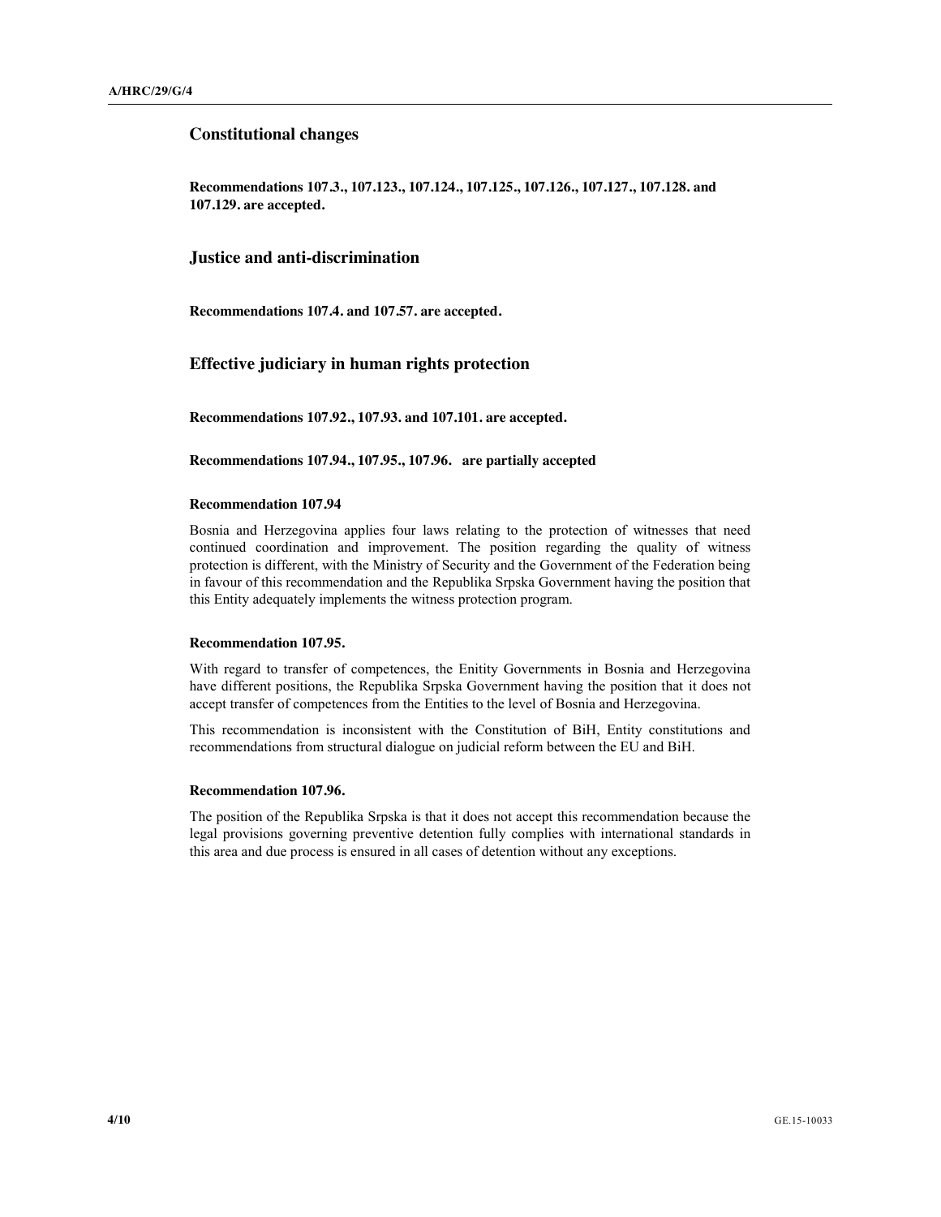## Constitutional changes

**Recommendations 107.3., 107.123., 107.124., 107.125., 107.126., 107.127., 107.128. and 107.129. are accepted.**

## Justice and anti-discrimination

**Recommendations 107.4. and 107.57. are accepted.**

## Effective judiciary in human rights protection

**Recommendations 107.92., 107.93. and 107.101. are accepted.**

**Recommendations 107.94., 107.95., 107.96. are partially accepted**

### Recommendation 107.94

Bosnia and Herzegovina applies four laws relating to the protection of witnesses that need continued coordination and improvement. The position regarding the quality of witness protection is different, with the Ministry of Security and the Government of the Federation being in favour of this recommendation and the Republika Srpska Government having the position that this Entity adequately implements the witness protection program.

### Recommendation 107.95.

With regard to transfer of competences, the Enitity Governments in Bosnia and Herzegovina have different positions, the Republika Srpska Government having the position that it does not accept transfer of competences from the Entities to the level of Bosnia and Herzegovina.

This recommendation is inconsistent with the Constitution of BiH, Entity constitutions and recommendations from structural dialogue on judicial reform between the EU and BiH.

### Recommendation 107.96.

The position of the Republika Srpska is that it does not accept this recommendation because the legal provisions governing preventive detention fully complies with international standards in this area and due process is ensured in all cases of detention without any exceptions.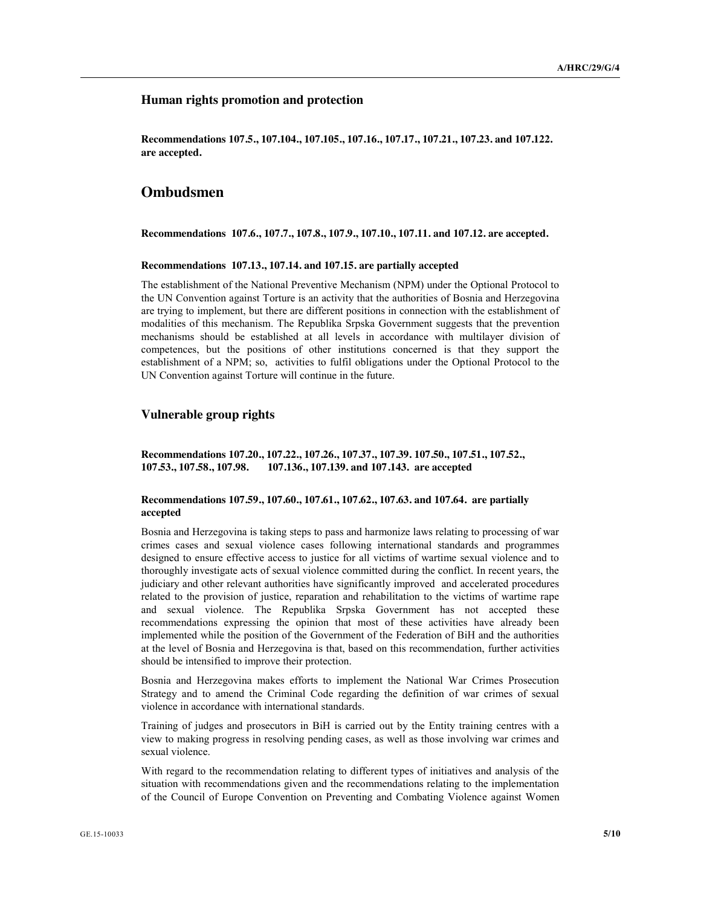## Human rights promotion and protection

**Recommendations 107.5., 107.104., 107.105., 107.16., 107.17., 107.21., 107.23. and 107.122. are accepted.**

# Ombudsmen

**Recommendations 107.6., 107.7., 107.8., 107.9., 107.10., 107.11. and 107.12. are accepted.**

**Recommendations 107.13., 107.14. and 107.15. are partially accepted**

The establishment of the National Preventive Mechanism (NPM) under the Optional Protocol to the UN Convention against Torture is an activity that the authorities of Bosnia and Herzegovina are trying to implement, but there are different positions in connection with the establishment of modalities of this mechanism. The Republika Srpska Government suggests that the prevention mechanisms should be established at all levels in accordance with multilayer division of competences, but the positions of other institutions concerned is that they support the establishment of a NPM; so, activities to fulfil obligations under the Optional Protocol to the UN Convention against Torture will continue in the future.

## Vulnerable group rights

**Recommendations 107.20., 107.22., 107.26., 107.37., 107.39. 107.50., 107.51., 107.52., 107.53., 107.58., 107.98. 107.136., 107.139. and 107.143. are accepted**

**Recommendations 107.59., 107.60., 107.61., 107.62., 107.63. and 107.64. are partially accepted**

Bosnia and Herzegovina is taking steps to pass and harmonize laws relating to processing of war crimes cases and sexual violence cases following international standards and programmes designed to ensure effective access to justice for all victims of wartime sexual violence and to thoroughly investigate acts of sexual violence committed during the conflict. In recent years, the judiciary and other relevant authorities have significantly improved and accelerated procedures related to the provision of justice, reparation and rehabilitation to the victims of wartime rape and sexual violence. The Republika Srpska Government has not accepted these recommendations expressing the opinion that most of these activities have already been implemented while the position of the Government of the Federation of BiH and the authorities at the level of Bosnia and Herzegovina is that, based on this recommendation, further activities should be intensified to improve their protection.

Bosnia and Herzegovina makes efforts to implement the National War Crimes Prosecution Strategy and to amend the Criminal Code regarding the definition of war crimes of sexual violence in accordance with international standards.

Training of judges and prosecutors in BiH is carried out by the Entity training centres with a view to making progress in resolving pending cases, as well as those involving war crimes and sexual violence.

With regard to the recommendation relating to different types of initiatives and analysis of the situation with recommendations given and the recommendations relating to the implementation of the Council of Europe Convention on Preventing and Combating Violence against Women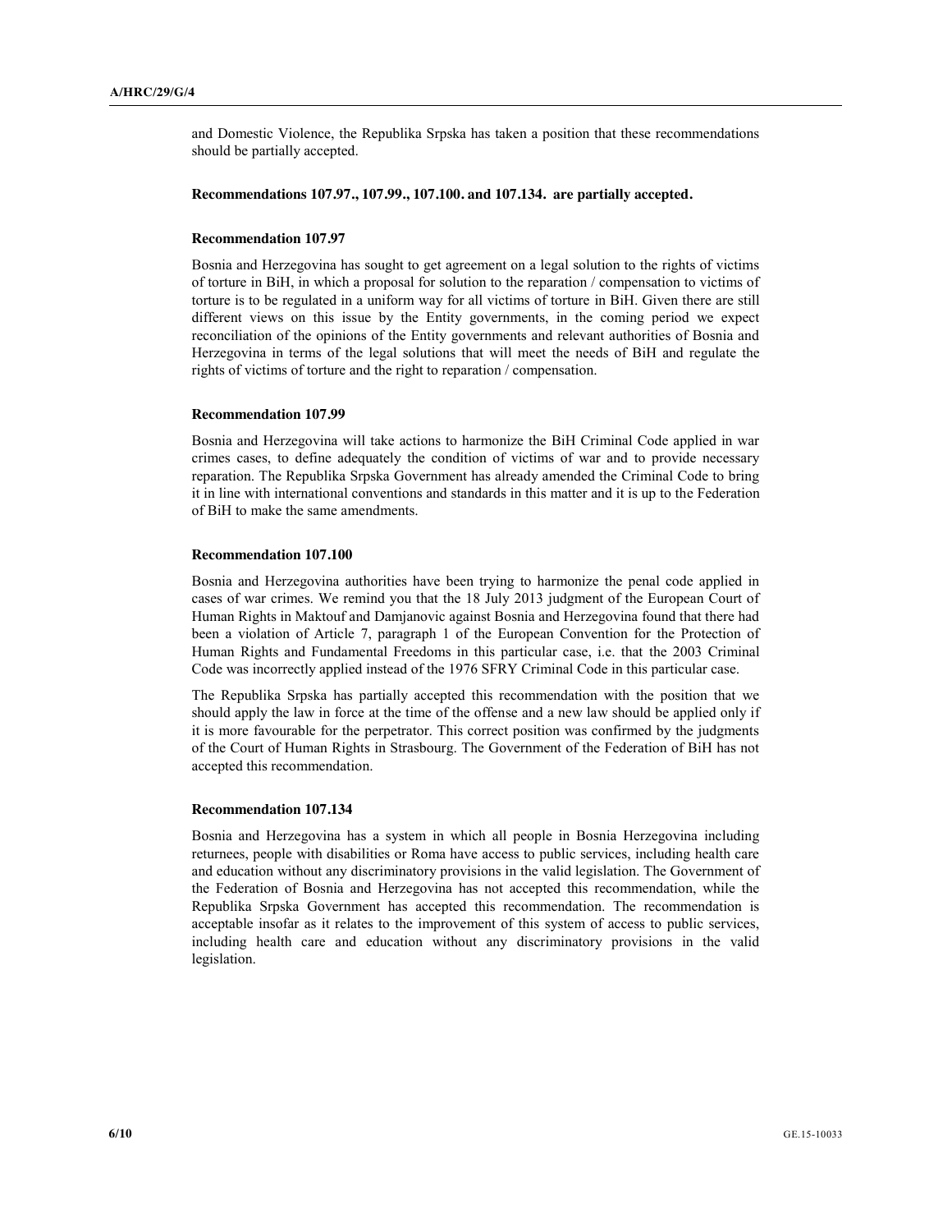and Domestic Violence, the Republika Srpska has taken a position that these recommendations should be partially accepted.

**Recommendations 107.97., 107.99., 107.100. and 107.134. are partially accepted.**

**Recommendation 107.97**

Bosnia and Herzegovina has sought to get agreement on a legal solution to the rights of victims of torture in BiH, in which a proposal for solution to the reparation / compensation to victims of torture is to be regulated in a uniform way for all victims of torture in BiH. Given there are still different views on this issue by the Entity governments, in the coming period we expect reconciliation of the opinions of the Entity governments and relevant authorities of Bosnia and Herzegovina in terms of the legal solutions that will meet the needs of BiH and regulate the rights of victims of torture and the right to reparation / compensation.

**Recommendation 107.99**

Bosnia and Herzegovina will take actions to harmonize the BiH Criminal Code applied in war crimes cases, to define adequately the condition of victims of war and to provide necessary reparation. The Republika Srpska Government has already amended the Criminal Code to bring it in line with international conventions and standards in this matter and it is up to the Federation of BiH to make the same amendments.

**Recommendation 107.100**

Bosnia and Herzegovina authorities have been trying to harmonize the penal code applied in cases of war crimes. We remind you that the 18 July 2013 judgment of the European Court of Human Rights in Maktouf and Damjanovic against Bosnia and Herzegovina found that there had been a violation of Article 7, paragraph 1 of the European Convention for the Protection of Human Rights and Fundamental Freedoms in this particular case, i.e. that the 2003 Criminal Code was incorrectly applied instead of the 1976 SFRY Criminal Code in this particular case.

The Republika Srpska has partially accepted this recommendation with the position that we should apply the law in force at the time of the offense and a new law should be applied only if it is more favourable for the perpetrator. This correct position was confirmed by the judgments of the Court of Human Rights in Strasbourg. The Government of the Federation of BiH has not accepted this recommendation.

**Recommendation 107.134**

Bosnia and Herzegovina has a system in which all people in Bosnia Herzegovina including returnees, people with disabilities or Roma have access to public services, including health care and education without any discriminatory provisions in the valid legislation. The Government of the Federation of Bosnia and Herzegovina has not accepted this recommendation, while the Republika Srpska Government has accepted this recommendation. The recommendation is acceptable insofar as it relates to the improvement of this system of access to public services, including health care and education without any discriminatory provisions in the valid legislation.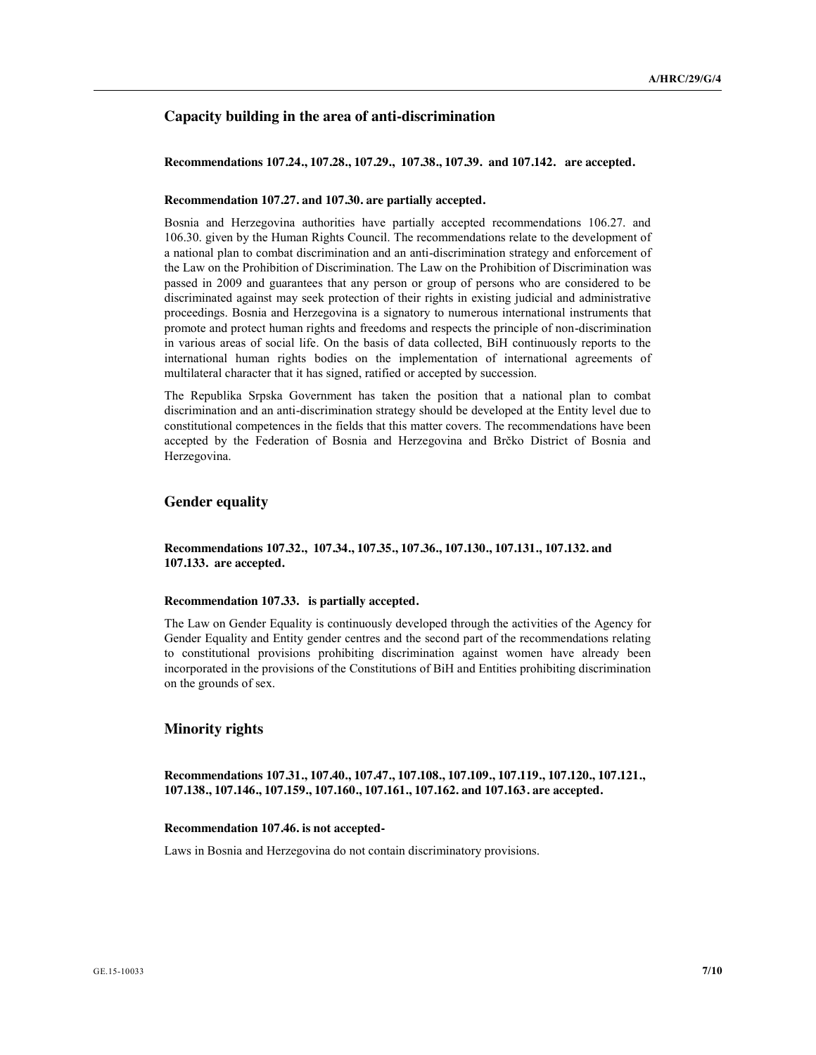## Capacity building in the area of anti-discrimination

**Recommendations 107.24., 107.28., 107.29., 107.38., 107.39. and 107.142. are accepted.**

**Recommendation 107.27. and 107.30. are partially accepted.**

Bosnia and Herzegovina authorities have partially accepted recommendations 106.27. and 106.30. given by the Human Rights Council. The recommendations relate to the development of a national plan to combat discrimination and an anti-discrimination strategy and enforcement of the Law on the Prohibition of Discrimination. The Law on the Prohibition of Discrimination was passed in 2009 and guarantees that any person or group of persons who are considered to be discriminated against may seek protection of their rights in existing judicial and administrative proceedings. Bosnia and Herzegovina is a signatory to numerous international instruments that promote and protect human rights and freedoms and respects the principle of non-discrimination in various areas of social life. On the basis of data collected, BiH continuously reports to the international human rights bodies on the implementation of international agreements of multilateral character that it has signed, ratified or accepted by succession.

The Republika Srpska Government has taken the position that a national plan to combat discrimination and an anti-discrimination strategy should be developed at the Entity level due to constitutional competences in the fields that this matter covers. The recommendations have been accepted by the Federation of Bosnia and Herzegovina and Brčko District of Bosnia and Herzegovina.

## Gender equality

**Recommendations 107.32., 107.34., 107.35., 107.36., 107.130., 107.131., 107.132. and 107.133. are accepted.**

**Recommendation 107.33. is partially accepted.**

The Law on Gender Equality is continuously developed through the activities of the Agency for Gender Equality and Entity gender centres and the second part of the recommendations relating to constitutional provisions prohibiting discrimination against women have already been incorporated in the provisions of the Constitutions of BiH and Entities prohibiting discrimination on the grounds of sex.

## Minority rights

**Recommendations 107.31., 107.40., 107.47., 107.108., 107.109., 107.119., 107.120., 107.121., 107.138., 107.146., 107.159., 107.160., 107.161., 107.162. and 107.163. are accepted.**

**Recommendation 107.46. is not accepted-**

Laws in Bosnia and Herzegovina do not contain discriminatory provisions.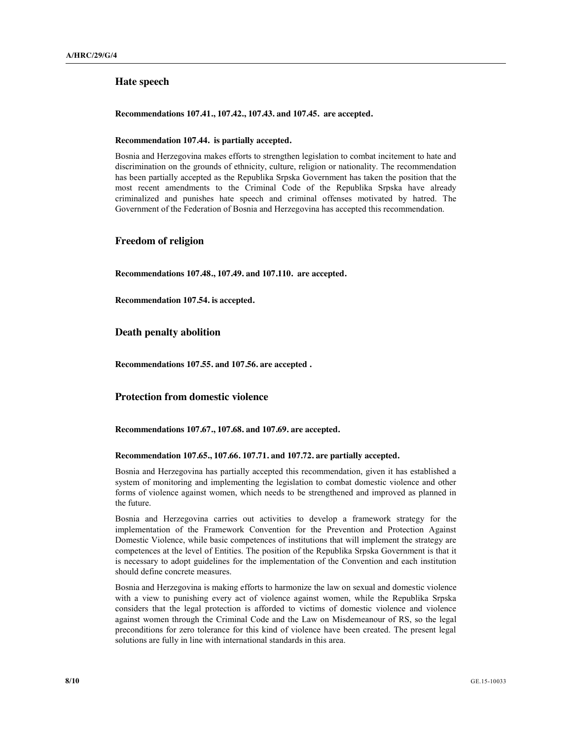## Hate speech

**Recommendations 107.41., 107.42., 107.43. and 107.45. are accepted.**

**Recommendation 107.44. is partially accepted.**

Bosnia and Herzegovina makes efforts to strengthen legislation to combat incitement to hate and discrimination on the grounds of ethnicity, culture, religion or nationality. The recommendation has been partially accepted as the Republika Srpska Government has taken the position that the most recent amendments to the Criminal Code of the Republika Srpska have already criminalized and punishes hate speech and criminal offenses motivated by hatred. The Government of the Federation of Bosnia and Herzegovina has accepted this recommendation.

## Freedom of religion

**Recommendations 107.48., 107.49. and 107.110. are accepted.**

**Recommendation 107.54. is accepted.**

## Death penalty abolition

**Recommendations 107.55. and 107.56. are accepted .**

## Protection from domestic violence

**Recommendations 107.67., 107.68. and 107.69. are accepted.**

**Recommendation 107.65., 107.66. 107.71. and 107.72. are partially accepted.**

Bosnia and Herzegovina has partially accepted this recommendation, given it has established a system of monitoring and implementing the legislation to combat domestic violence and other forms of violence against women, which needs to be strengthened and improved as planned in the future.

Bosnia and Herzegovina carries out activities to develop a framework strategy for the implementation of the Framework Convention for the Prevention and Protection Against Domestic Violence, while basic competences of institutions that will implement the strategy are competences at the level of Entities. The position of the Republika Srpska Government is that it is necessary to adopt guidelines for the implementation of the Convention and each institution should define concrete measures.

Bosnia and Herzegovina is making efforts to harmonize the law on sexual and domestic violence with a view to punishing every act of violence against women, while the Republika Srpska considers that the legal protection is afforded to victims of domestic violence and violence against women through the Criminal Code and the Law on Misdemeanour of RS, so the legal preconditions for zero tolerance for this kind of violence have been created. The present legal solutions are fully in line with international standards in this area.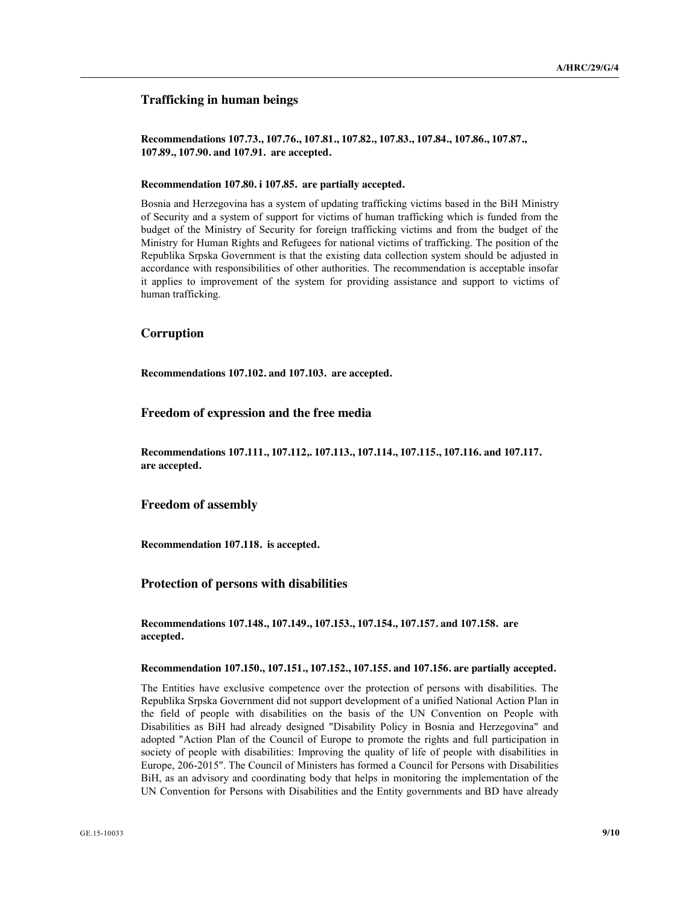## Trafficking in human beings

**Recommendations 107.73., 107.76., 107.81., 107.82., 107.83., 107.84., 107.86., 107.87., 107.89., 107.90. and 107.91. are accepted.**

**Recommendation 107.80. i 107.85. are partially accepted.**

Bosnia and Herzegovina has a system of updating trafficking victims based in the BiH Ministry of Security and a system of support for victims of human trafficking which is funded from the budget of the Ministry of Security for foreign trafficking victims and from the budget of the Ministry for Human Rights and Refugees for national victims of trafficking. The position of the Republika Srpska Government is that the existing data collection system should be adjusted in accordance with responsibilities of other authorities. The recommendation is acceptable insofar it applies to improvement of the system for providing assistance and support to victims of human trafficking.

## Corruption

**Recommendations 107.102. and 107.103. are accepted.**

## Freedom of expression and the free media

**Recommendations 107.111., 107.112,. 107.113., 107.114., 107.115., 107.116. and 107.117. are accepted.**

## Freedom of assembly

**Recommendation 107.118. is accepted.**

## Protection of persons with disabilities

**Recommendations 107.148., 107.149., 107.153., 107.154., 107.157. and 107.158. are accepted.**

**Recommendation 107.150., 107.151., 107.152., 107.155. and 107.156. are partially accepted.**

The Entities have exclusive competence over the protection of persons with disabilities. The Republika Srpska Government did not support development of a unified National Action Plan in the field of people with disabilities on the basis of the UN Convention on People with Disabilities as BiH had already designed "Disability Policy in Bosnia and Herzegovina" and adopted "Action Plan of the Council of Europe to promote the rights and full participation in society of people with disabilities: Improving the quality of life of people with disabilities in Europe, 206-2015". The Council of Ministers has formed a Council for Persons with Disabilities BiH, as an advisory and coordinating body that helps in monitoring the implementation of the UN Convention for Persons with Disabilities and the Entity governments and BD have already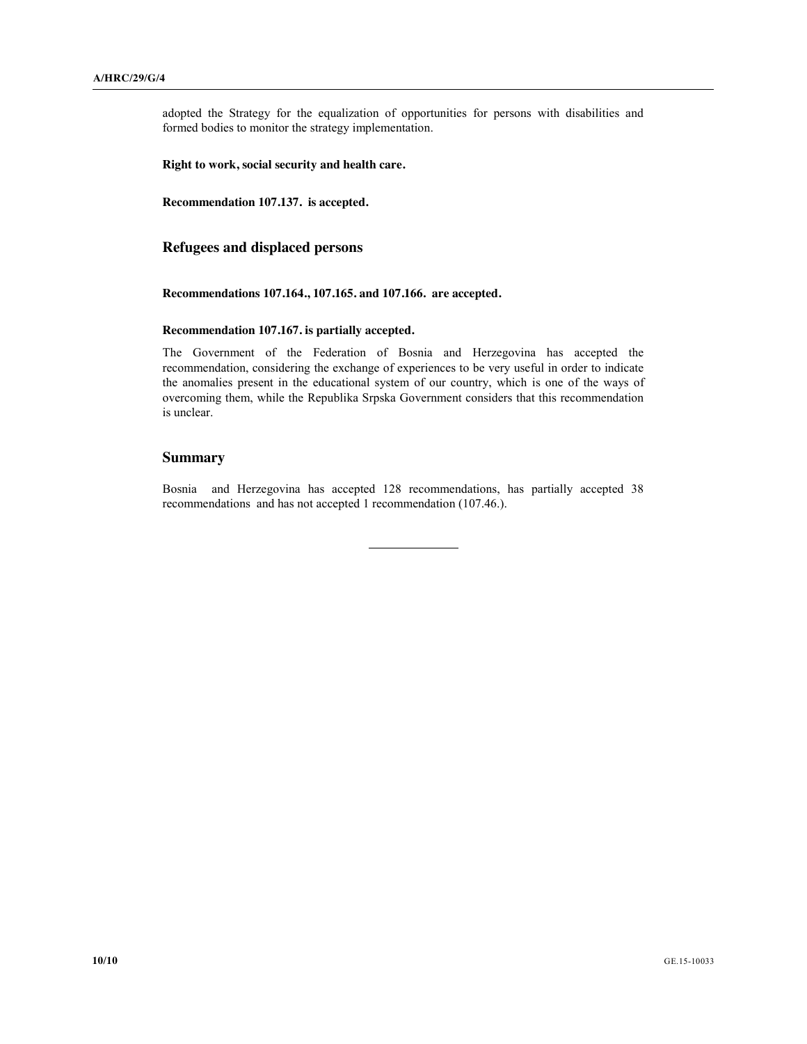adopted the Strategy for the equalization of opportunities for persons with disabilities and formed bodies to monitor the strategy implementation.

**Right to work, social security and health care.**

**Recommendation 107.137. is accepted.**

## Refugees and displaced persons

**Recommendations 107.164., 107.165. and 107.166. are accepted.**

**Recommendation 107.167. is partially accepted.**

The Government of the Federation of Bosnia and Herzegovina has accepted the recommendation, considering the exchange of experiences to be very useful in order to indicate the anomalies present in the educational system of our country, which is one of the ways of overcoming them, while the Republika Srpska Government considers that this recommendation is unclear.

## Summary

Bosnia and Herzegovina has accepted 128 recommendations, has partially accepted 38 recommendations and has not accepted 1 recommendation (107.46.).